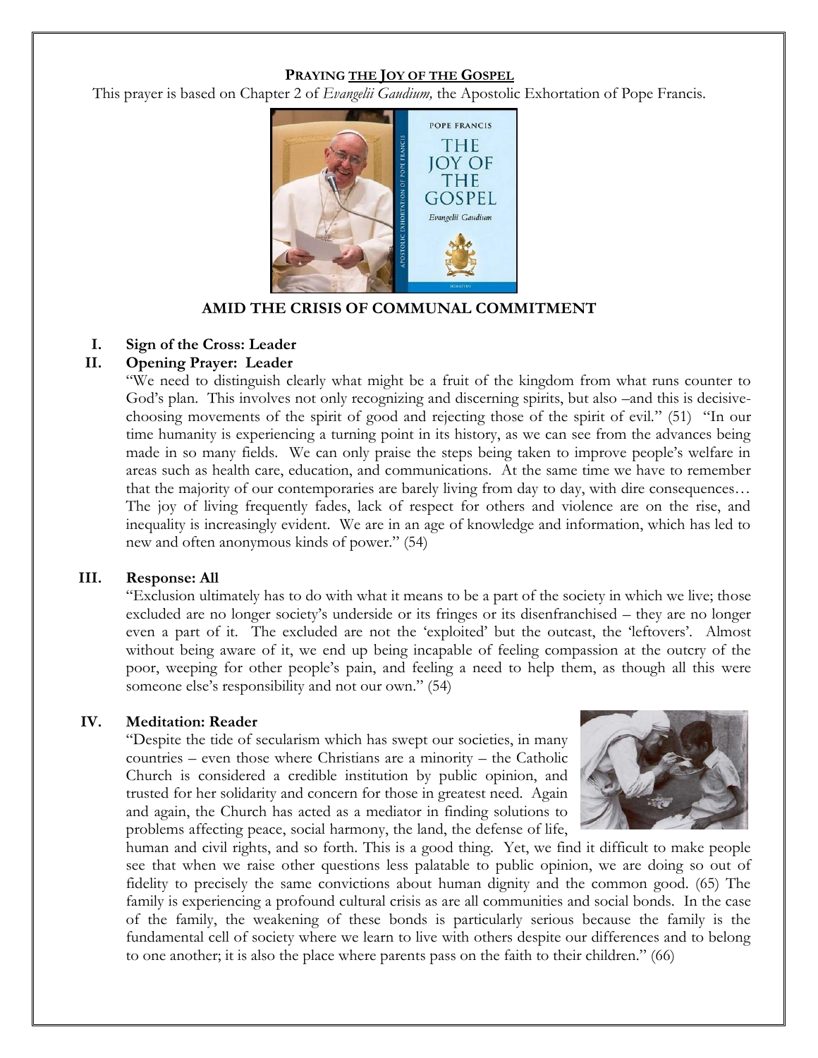**PRAYING THE JOY OF THE GOSPEL**

This prayer is based on Chapter 2 of *Evangelii Gaudium,* the Apostolic Exhortation of Pope Francis.

**AMID THE CRISIS OF COMMUNAL COMMITMENT**

**I. Sign of the Cross: Leader**

**II. Opening Prayer: Leader**

"We need to distinguish clearly what might be a fruit of the kingdom from what runs counter to God's plan. This involves not only recognizing and discerning spirits, but also –and this is decisive- choosing movements of the spirit of good and rejecting those of the spirit of evil." (51) "In our time humanity is experiencing a turning point in its history, as we can see from the advances being made in so many fields. We can only praise the steps being taken to improve people's welfare in areas such as health care, education, and communications. At the same time we have to remember that the majority of our contemporaries are barely living from day to day, with dire consequences… The joy of living frequently fades, lack of respect for others and violence are on the rise, and inequality is increasingly evident. We are in an age of knowledge and information, which has led to new and often anonymous kinds of power." (54)

**III. Response: All**

"Exclusion ultimately has to do with what it means to be a part of the society in which we live; those excluded are no longer society's underside or its fringes or its disenfranchised – they are no longer even a part of it. The excluded are not the 'exploited' but the outcast, the 'leftovers'. Almost without being aware of it, we end up being incapable of feeling compassion at the outcry of the poor, weeping for other people's pain, and feeling a need to help them, as though all this were someone else's responsibility and not our own." (54)

**IV. Meditation: Reader**

"Despite the tide of secularism which has swept our societies, in many countries – even those where Christians are a minority – the Catholic Church is considered a credible institution by public opinion, and trusted for her solidarity and concern for those in greatest need. Again and again, the Church has acted as a mediator in finding solutions to problems affecting peace, social harmony, the land, the defense of life, human and civil rights, and so forth. This is a good thing. Yet, we find it difficult to make people see that when we raise other questions less palatable to public opinion, we are doing so out of fidelity to precisely the same convictions about human dignity and the common good. (65) The family is experiencing a profound cultural crisis as are all communities and social bonds. In the case of the family, the weakening of these bonds is particularly serious because the family is the fundamental cell of society where we learn to live with others despite our differences and to belong to one another; it is also the place where parents pass on the faith to their children." (66)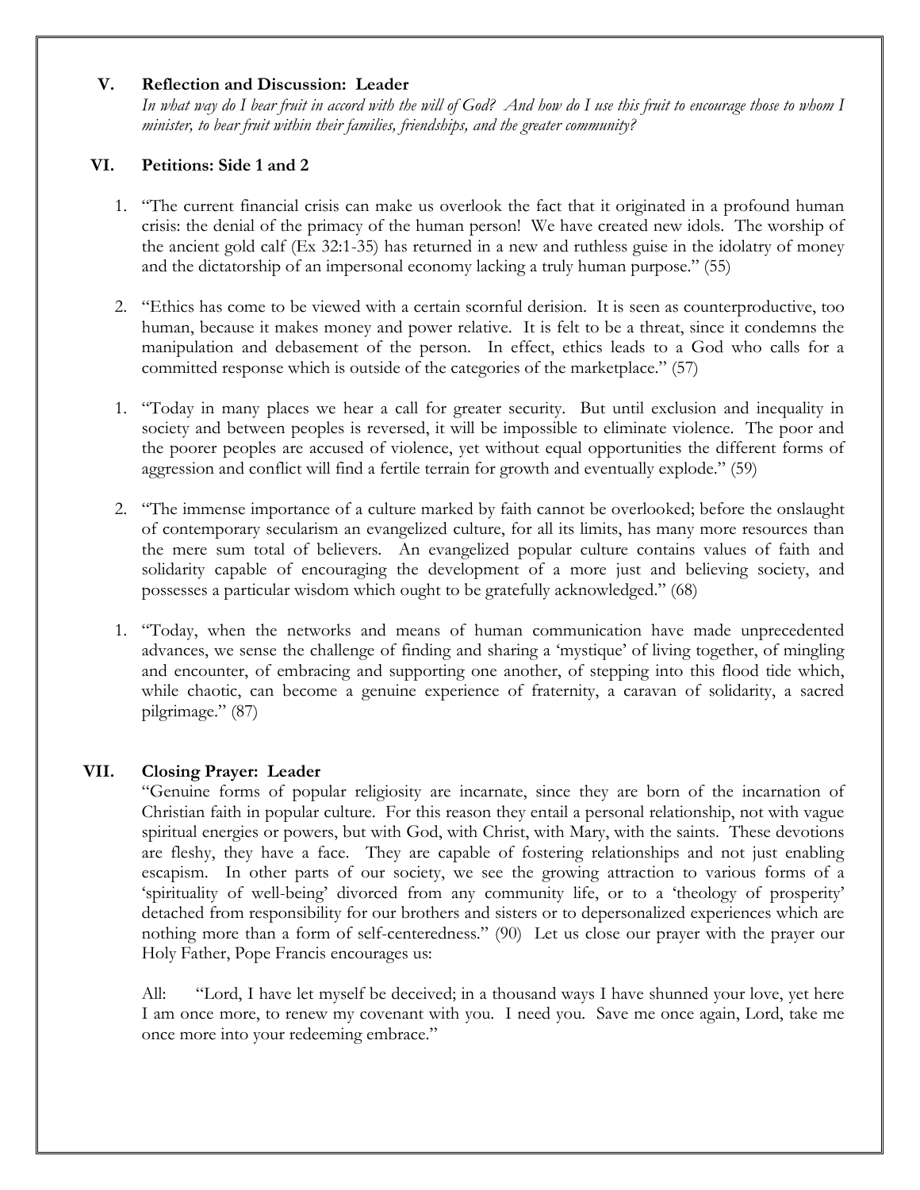## V. Reflection and Discussion: Leader

*In what way do I bear fruit in accord with the will of God? And how do I use this fruit to encourage those to whom I minister, to bear fruit within their families, friendships, and the greater community?*

## VI. Petitions: Side 1 and 2

1. "The current financial crisis can make us overlook the fact that it originated in a profound human crisis: the denial of the primacy of the human person! We have created new idols. The worship of the ancient gold calf (Ex 32:1-35) has returned in a new and ruthless guise in the idolatry of money and the dictatorship of an impersonal economy lacking a truly human purpose." (55)

2. "Ethics has come to be viewed with a certain scornful derision. It is seen as counterproductive, too human, because it makes money and power relative. It is felt to be a threat, since it condemns the manipulation and debasement of the person. In effect, ethics leads to a God who calls for a committed response which is outside of the categories of the marketplace." (57)

1. "Today in many places we hear a call for greater security. But until exclusion and inequality in society and between peoples is reversed, it will be impossible to eliminate violence. The poor and the poorer peoples are accused of violence, yet without equal opportunities the different forms of aggression and conflict will find a fertile terrain for growth and eventually explode." (59)

2. "The immense importance of a culture marked by faith cannot be overlooked; before the onslaught of contemporary secularism an evangelized culture, for all its limits, has many more resources than the mere sum total of believers. An evangelized popular culture contains values of faith and solidarity capable of encouraging the development of a more just and believing society, and possesses a particular wisdom which ought to be gratefully acknowledged." (68)

1. "Today, when the networks and means of human communication have made unprecedented advances, we sense the challenge of finding and sharing a 'mystique' of living together, of mingling and encounter, of embracing and supporting one another, of stepping into this flood tide which, while chaotic, can become a genuine experience of fraternity, a caravan of solidarity, a sacred pilgrimage." (87)

## VII. Closing Prayer: Leader

"Genuine forms of popular religiosity are incarnate, since they are born of the incarnation of Christian faith in popular culture. For this reason they entail a personal relationship, not with vague spiritual energies or powers, but with God, with Christ, with Mary, with the saints. These devotions are fleshy, they have a face. They are capable of fostering relationships and not just enabling escapism. In other parts of our society, we see the growing attraction to various forms of a 'spirituality of well-being' divorced from any community life, or to a 'theology of prosperity' detached from responsibility for our brothers and sisters or to depersonalized experiences which are nothing more than a form of self-centeredness." (90) Let us close our prayer with the prayer our Holy Father, Pope Francis encourages us:

All: "Lord, I have let myself be deceived; in a thousand ways I have shunned your love, yet here I am once more, to renew my covenant with you. I need you. Save me once again, Lord, take me once more into your redeeming embrace."